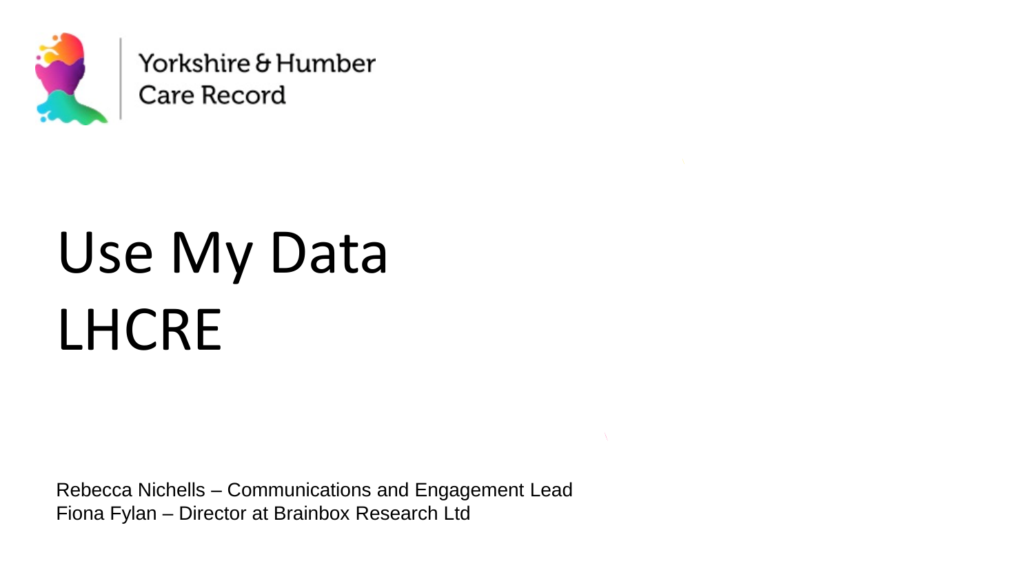Yorkshire & Humber
Care Record

# Use My Data
# LHCRE

Rebecca Nichells – Communications and Engagement Lead
Fiona Fylan – Director at Brainbox Research Ltd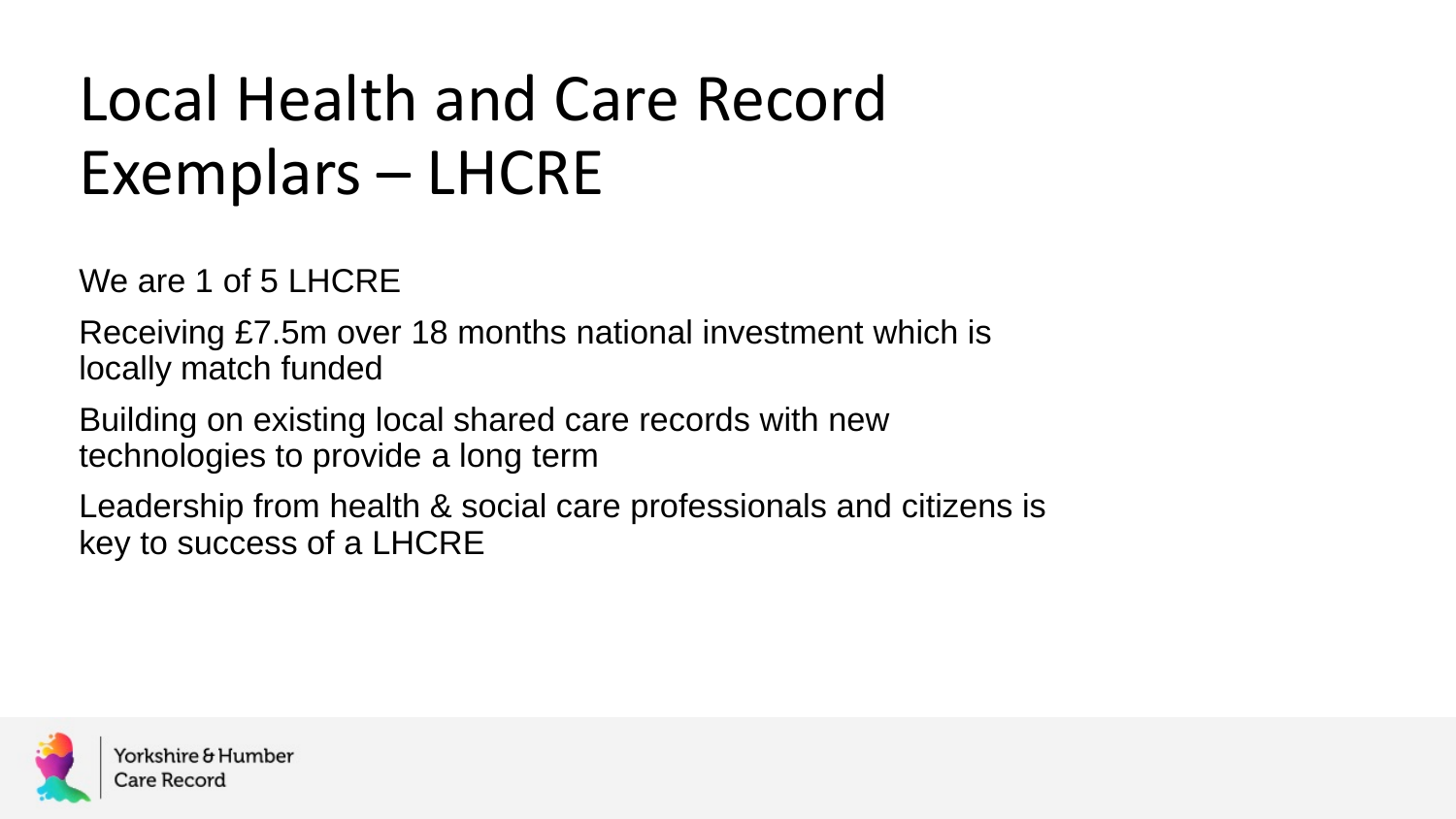# Local Health and Care Record Exemplars – LHCRE

We are 1 of 5 LHCRE

Receiving £7.5m over 18 months national investment which is locally match funded

Building on existing local shared care records with new technologies to provide a long term

Leadership from health & social care professionals and citizens is key to success of a LHCRE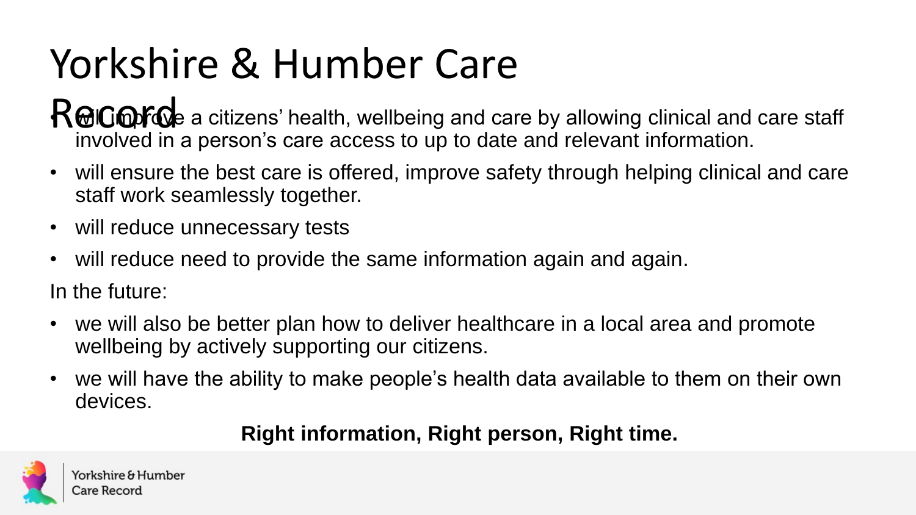# Yorkshire & Humber Care Record

- will improve a citizens' health, wellbeing and care by allowing clinical and care staff involved in a person's care access to up to date and relevant information.
- will ensure the best care is offered, improve safety through helping clinical and care staff work seamlessly together.
- will reduce unnecessary tests
- will reduce need to provide the same information again and again.

In the future:

- we will also be better plan how to deliver healthcare in a local area and promote wellbeing by actively supporting our citizens.
- we will have the ability to make people's health data available to them on their own devices.

**Right information, Right person, Right time.**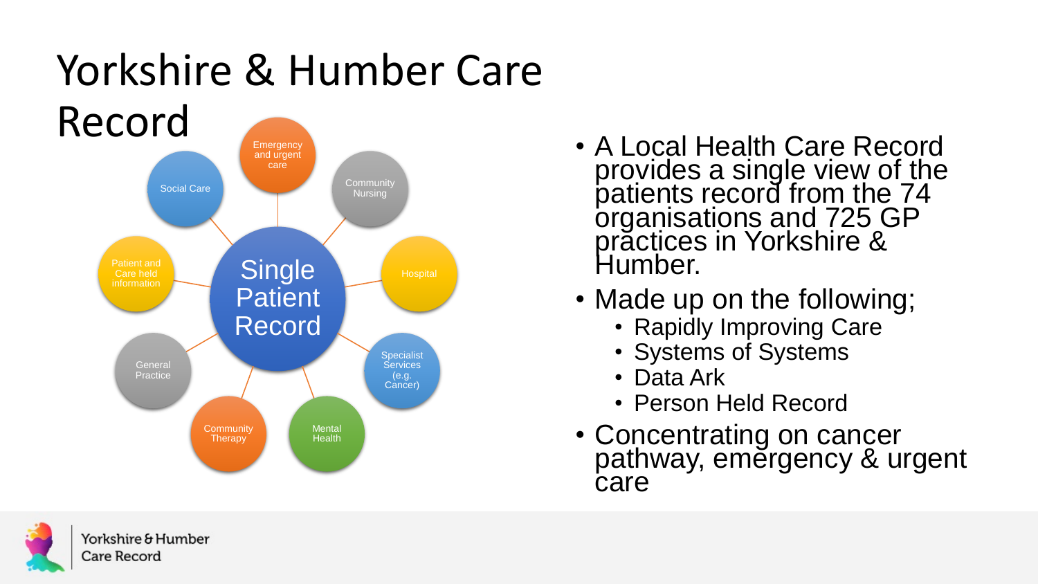# Yorkshire & Humber Care Record

Single Patient Record

- Emergency and urgent care
- Community Nursing
- Hospital
- Specialist Services (e.g. Cancer)
- Mental Health
- Community Therapy
- General Practice
- Patient and Care held information
- Social Care

- A Local Health Care Record provides a single view of the patients record from the 74 organisations and 725 GP practices in Yorkshire & Humber.
- Made up on the following;
  - Rapidly Improving Care
  - Systems of Systems
  - Data Ark
  - Person Held Record
- Concentrating on cancer pathway, emergency & urgent care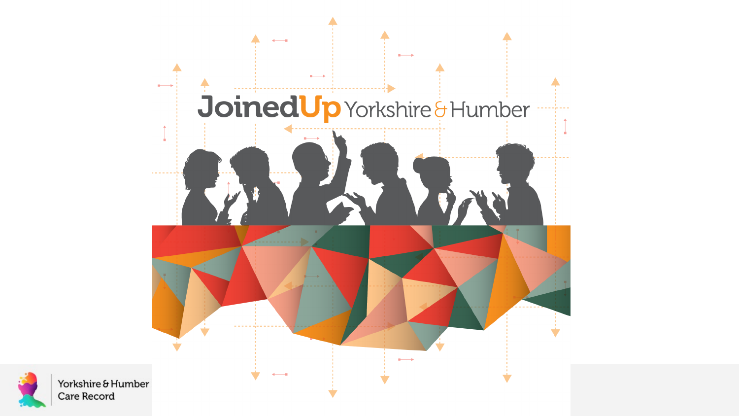# JoinedUp Yorkshire & Humber

Yorkshire & Humber Care Record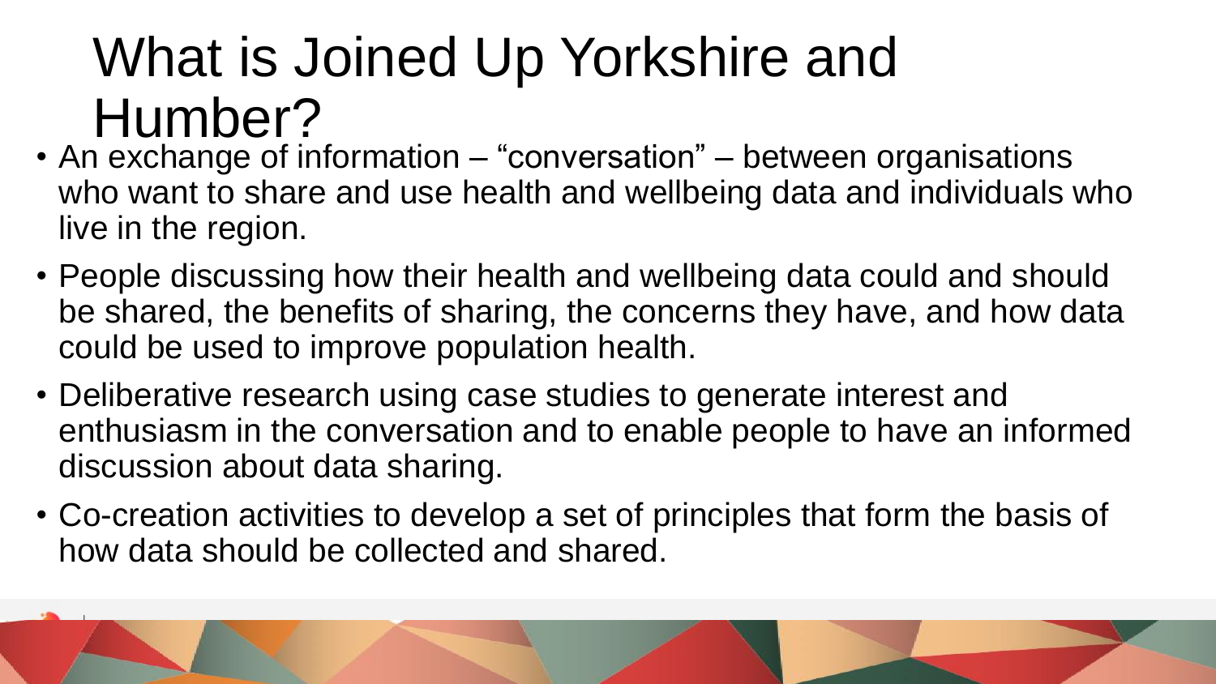# What is Joined Up Yorkshire and Humber?

- An exchange of information – "conversation" – between organisations who want to share and use health and wellbeing data and individuals who live in the region.
- People discussing how their health and wellbeing data could and should be shared, the benefits of sharing, the concerns they have, and how data could be used to improve population health.
- Deliberative research using case studies to generate interest and enthusiasm in the conversation and to enable people to have an informed discussion about data sharing.
- Co-creation activities to develop a set of principles that form the basis of how data should be collected and shared.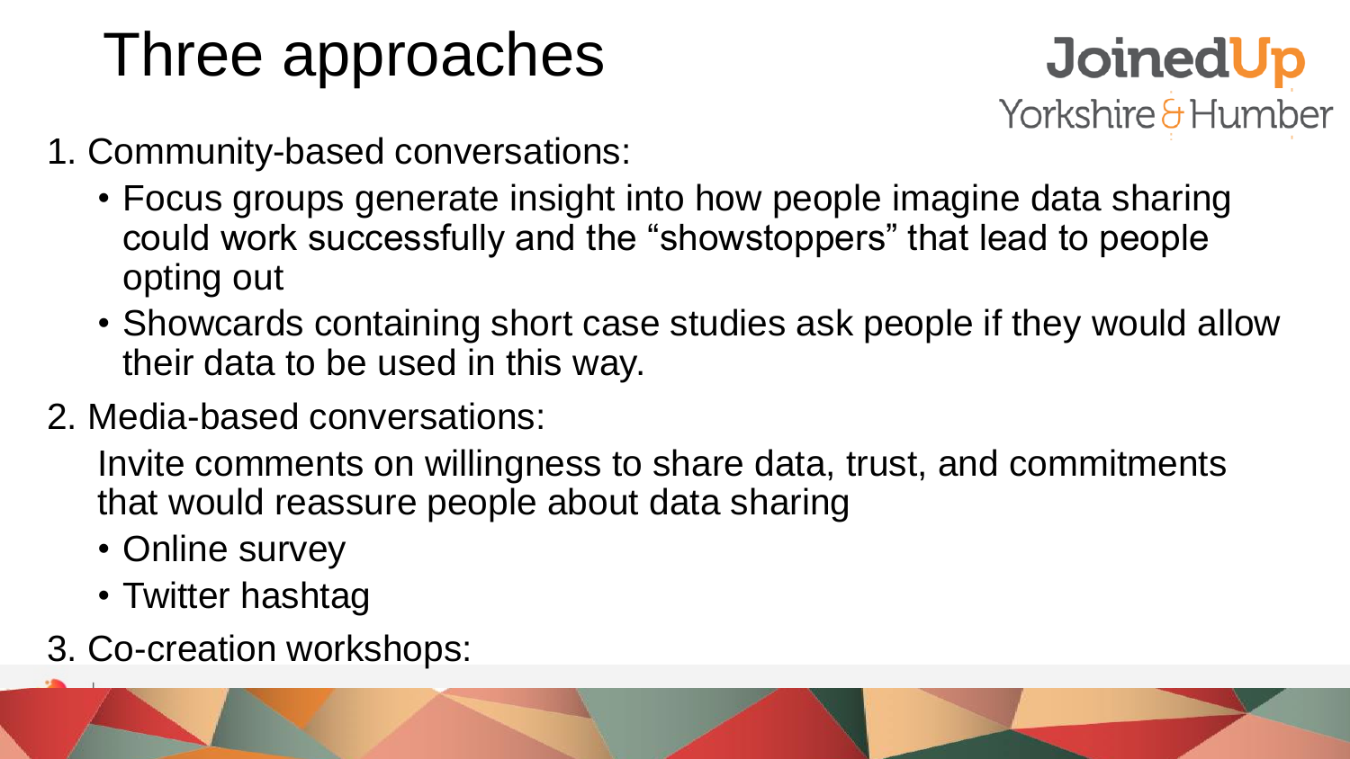# Three approaches

JoinedUp Yorkshire & Humber

1. Community-based conversations:
   - Focus groups generate insight into how people imagine data sharing could work successfully and the "showstoppers" that lead to people opting out
   - Showcards containing short case studies ask people if they would allow their data to be used in this way.
2. Media-based conversations:

   Invite comments on willingness to share data, trust, and commitments that would reassure people about data sharing

   - Online survey
   - Twitter hashtag
3. Co-creation workshops: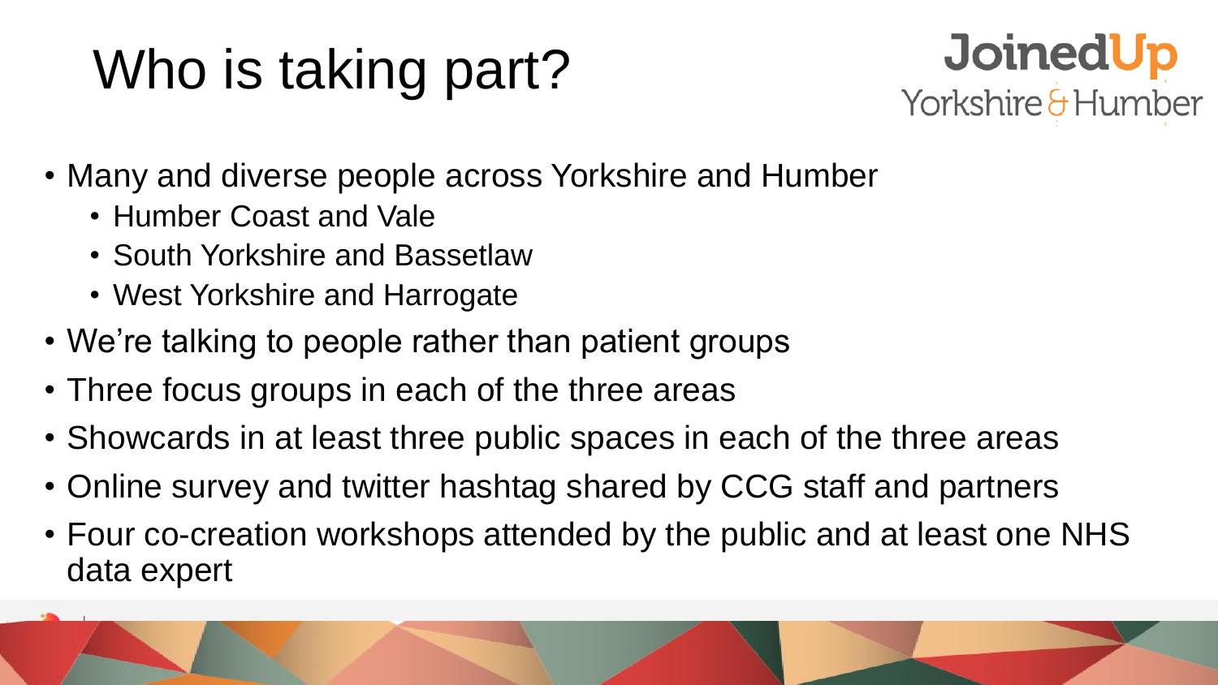# Who is taking part?

JoinedUp Yorkshire & Humber

- Many and diverse people across Yorkshire and Humber
  - Humber Coast and Vale
  - South Yorkshire and Bassetlaw
  - West Yorkshire and Harrogate
- We're talking to people rather than patient groups
- Three focus groups in each of the three areas
- Showcards in at least three public spaces in each of the three areas
- Online survey and twitter hashtag shared by CCG staff and partners
- Four co-creation workshops attended by the public and at least one NHS data expert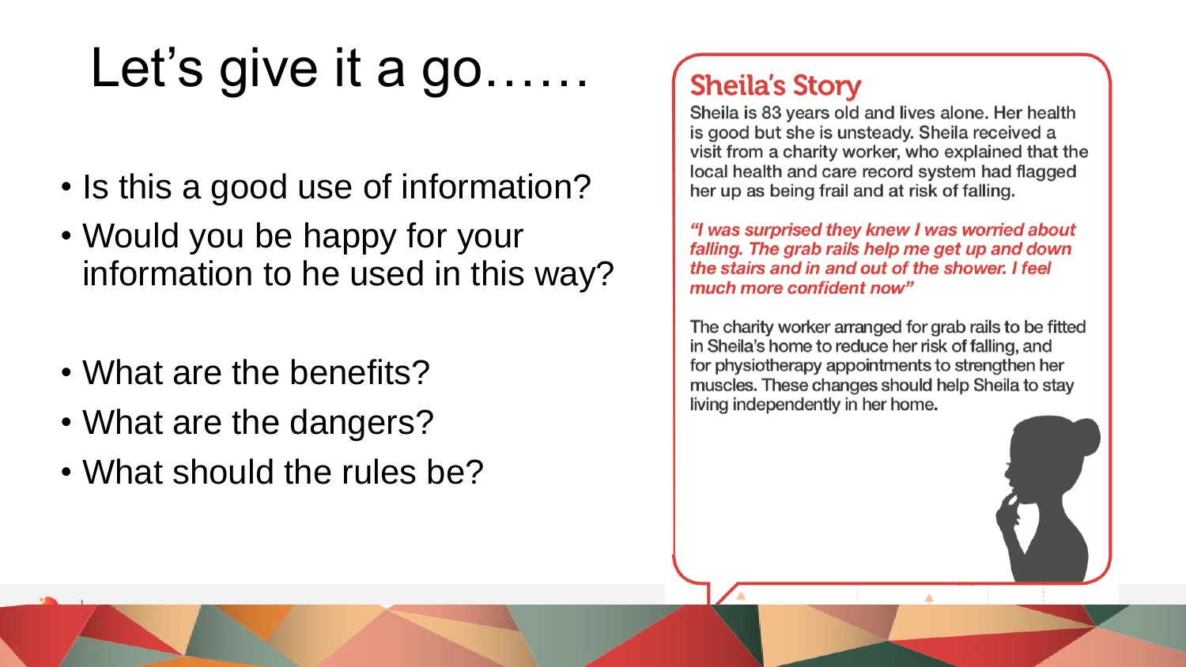# Let's give it a go……

- Is this a good use of information?
- Would you be happy for your information to he used in this way?

- What are the benefits?
- What are the dangers?
- What should the rules be?

## Sheila's Story

Sheila is 83 years old and lives alone. Her health is good but she is unsteady. Sheila received a visit from a charity worker, who explained that the local health and care record system had flagged her up as being frail and at risk of falling.

***"I was surprised they knew I was worried about falling. The grab rails help me get up and down the stairs and in and out of the shower. I feel much more confident now"***

The charity worker arranged for grab rails to be fitted in Sheila's home to reduce her risk of falling, and for physiotherapy appointments to strengthen her muscles. These changes should help Sheila to stay living independently in her home.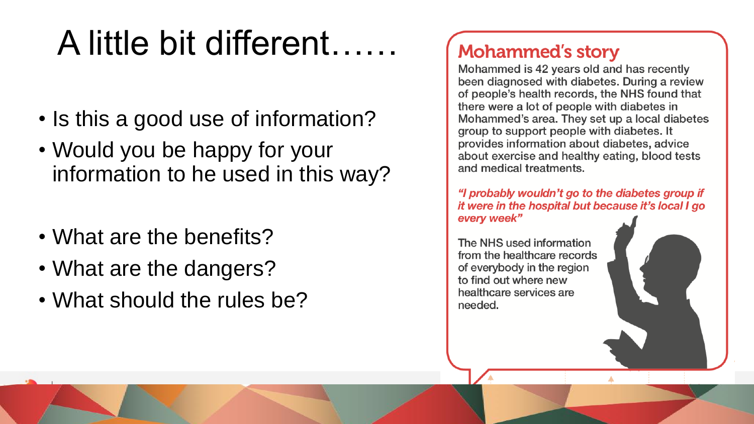# A little bit different……

- Is this a good use of information?
- Would you be happy for your information to he used in this way?

- What are the benefits?
- What are the dangers?
- What should the rules be?

## Mohammed's story

Mohammed is 42 years old and has recently been diagnosed with diabetes. During a review of people's health records, the NHS found that there were a lot of people with diabetes in Mohammed's area. They set up a local diabetes group to support people with diabetes. It provides information about diabetes, advice about exercise and healthy eating, blood tests and medical treatments.

***"I probably wouldn't go to the diabetes group if it were in the hospital but because it's local I go every week"***

The NHS used information from the healthcare records of everybody in the region to find out where new healthcare services are needed.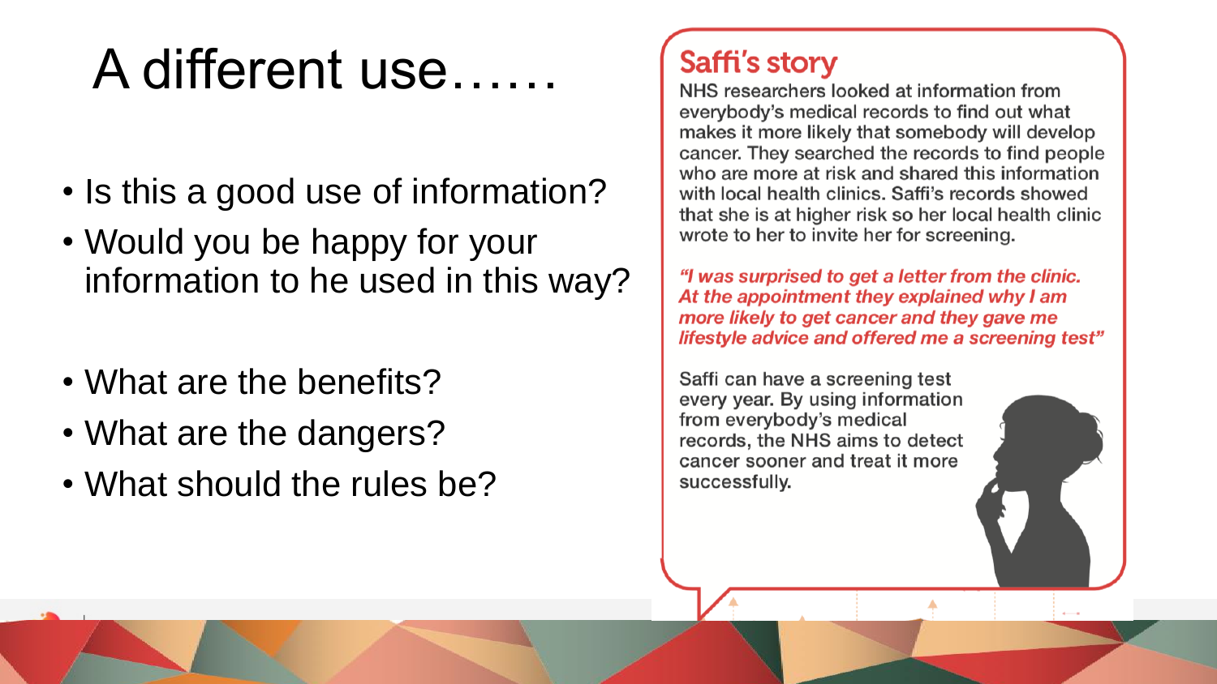# A different use……

- Is this a good use of information?
- Would you be happy for your information to he used in this way?

- What are the benefits?
- What are the dangers?
- What should the rules be?

## Saffi's story

NHS researchers looked at information from everybody's medical records to find out what makes it more likely that somebody will develop cancer. They searched the records to find people who are more at risk and shared this information with local health clinics. Saffi's records showed that she is at higher risk so her local health clinic wrote to her to invite her for screening.

***"I was surprised to get a letter from the clinic. At the appointment they explained why I am more likely to get cancer and they gave me lifestyle advice and offered me a screening test"***

Saffi can have a screening test every year. By using information from everybody's medical records, the NHS aims to detect cancer sooner and treat it more successfully.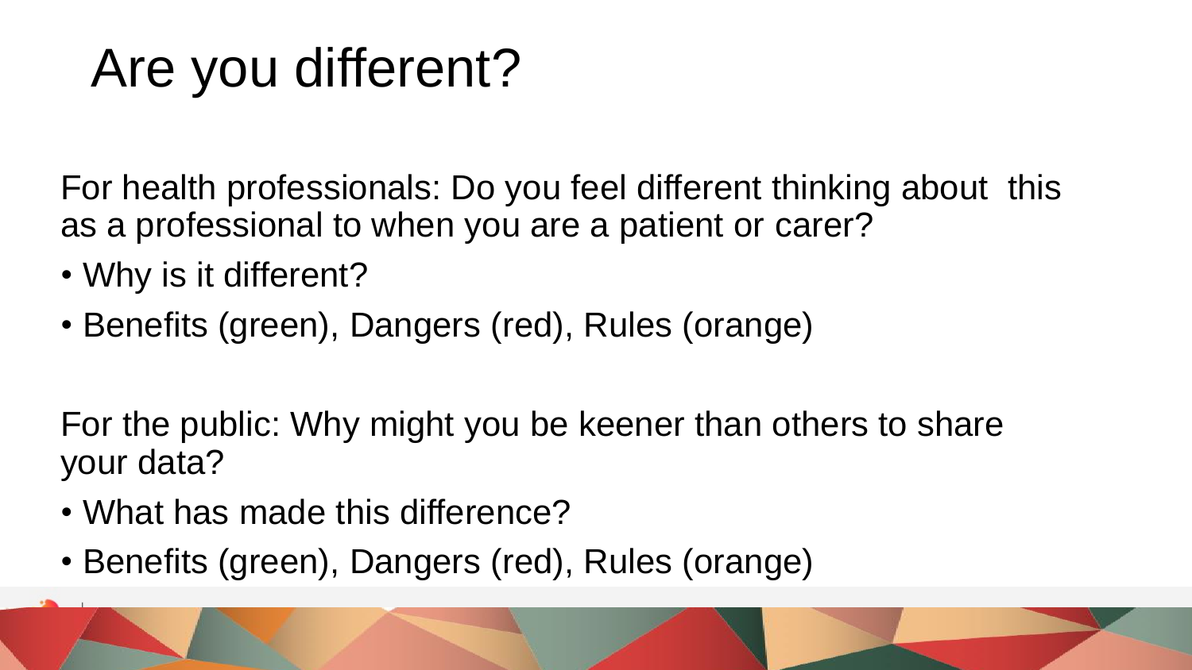# Are you different?

For health professionals: Do you feel different thinking about this as a professional to when you are a patient or carer?

- Why is it different?
- Benefits (green), Dangers (red), Rules (orange)

For the public: Why might you be keener than others to share your data?

- What has made this difference?
- Benefits (green), Dangers (red), Rules (orange)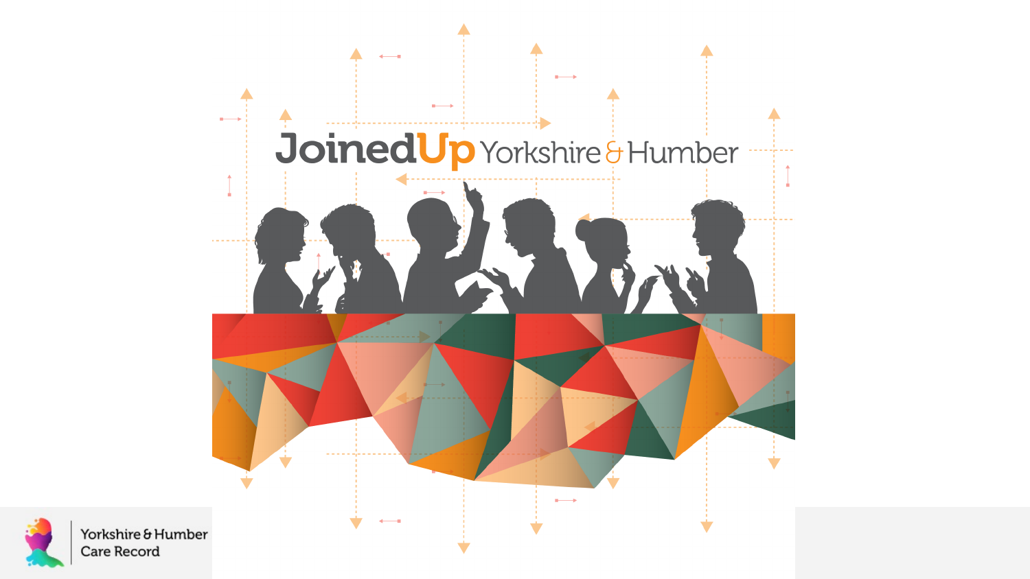JoinedUp Yorkshire & Humber

Yorkshire & Humber Care Record